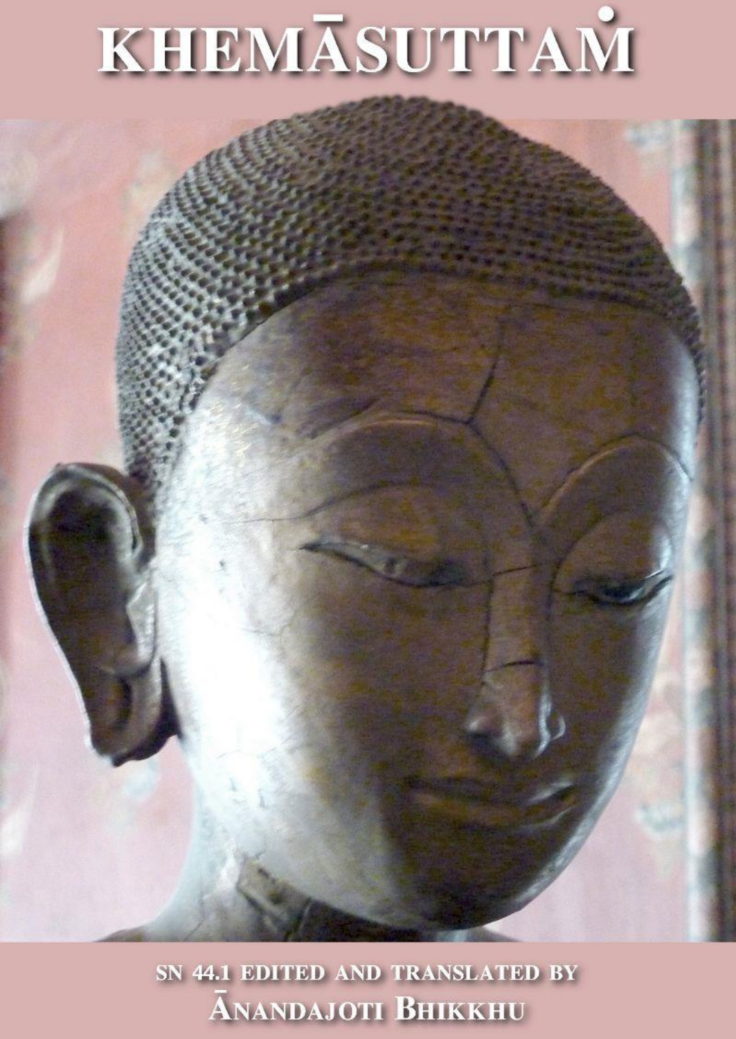# KHEMĀSUTTAṀ

SN 44.1 EDITED AND TRANSLATED BY

ĀNANDAJOTI BHIKKHU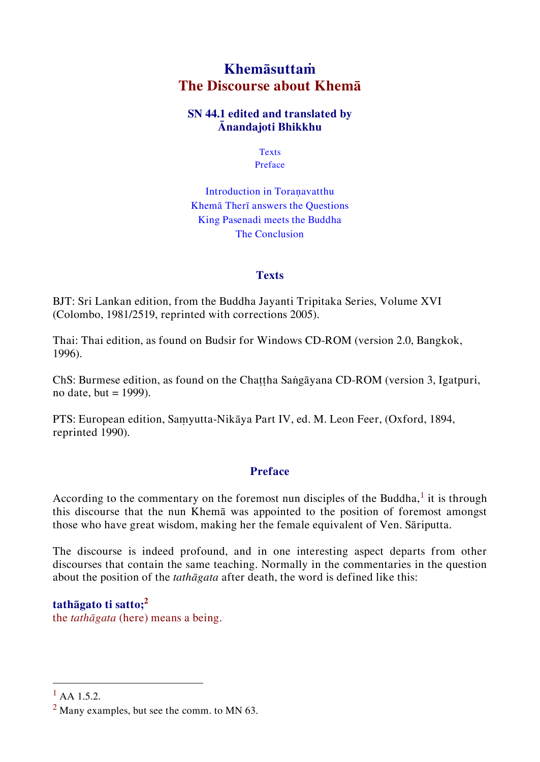# Khemāsuttaṁ
# The Discourse about Khemā

### SN 44.1 edited and translated by Ānandajoti Bhikkhu

Texts
Preface

Introduction in Toraṇavatthu
Khemā Therī answers the Questions
King Pasenadi meets the Buddha
The Conclusion

## Texts

BJT: Sri Lankan edition, from the Buddha Jayanti Tripitaka Series, Volume XVI (Colombo, 1981/2519, reprinted with corrections 2005).

Thai: Thai edition, as found on Budsir for Windows CD-ROM (version 2.0, Bangkok, 1996).

ChS: Burmese edition, as found on the Chaṭṭha Saṅgāyana CD-ROM (version 3, Igatpuri, no date, but = 1999).

PTS: European edition, Saṃyutta-Nikāya Part IV, ed. M. Leon Feer, (Oxford, 1894, reprinted 1990).

## Preface

According to the commentary on the foremost nun disciples of the Buddha,[1] it is through this discourse that the nun Khemā was appointed to the position of foremost amongst those who have great wisdom, making her the female equivalent of Ven. Sāriputta.

The discourse is indeed profound, and in one interesting aspect departs from other discourses that contain the same teaching. Normally in the commentaries in the question about the position of the *tathāgata* after death, the word is defined like this:

**tathāgato ti satto;**[2]
the *tathāgata* (here) means a being.

---

[1] AA 1.5.2.
[2] Many examples, but see the comm. to MN 63.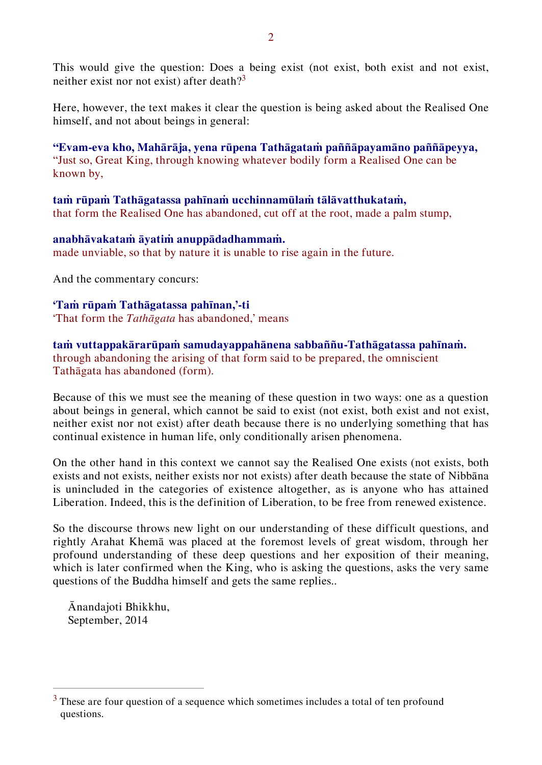This would give the question: Does a being exist (not exist, both exist and not exist, neither exist nor not exist) after death?[3]

Here, however, the text makes it clear the question is being asked about the Realised One himself, and not about beings in general:

**“Evam-eva kho, Mahārāja, yena rūpena Tathāgataṁ paññāpayamāno paññāpeyya,**
“Just so, Great King, through knowing whatever bodily form a Realised One can be known by,

**taṁ rūpaṁ Tathāgatassa pahīnaṁ ucchinnamūlaṁ tālāvatthukataṁ,**
that form the Realised One has abandoned, cut off at the root, made a palm stump,

**anabhāvakataṁ āyatiṁ anuppādadhammaṁ.**
made unviable, so that by nature it is unable to rise again in the future.

And the commentary concurs:

**‘Taṁ rūpaṁ Tathāgatassa pahīnan,’-ti**
‘That form the *Tathāgata* has abandoned,’ means

**taṁ vuttappakārarūpaṁ samudayappahānena sabbaññu-Tathāgatassa pahīnaṁ.**
through abandoning the arising of that form said to be prepared, the omniscient Tathāgata has abandoned (form).

Because of this we must see the meaning of these question in two ways: one as a question about beings in general, which cannot be said to exist (not exist, both exist and not exist, neither exist nor not exist) after death because there is no underlying something that has continual existence in human life, only conditionally arisen phenomena.

On the other hand in this context we cannot say the Realised One exists (not exists, both exists and not exists, neither exists nor not exists) after death because the state of Nibbāna is unincluded in the categories of existence altogether, as is anyone who has attained Liberation. Indeed, this is the definition of Liberation, to be free from renewed existence.

So the discourse throws new light on our understanding of these difficult questions, and rightly Arahat Khemā was placed at the foremost levels of great wisdom, through her profound understanding of these deep questions and her exposition of their meaning, which is later confirmed when the King, who is asking the questions, asks the very same questions of the Buddha himself and gets the same replies..

Ānandajoti Bhikkhu,
September, 2014

---

[3] These are four question of a sequence which sometimes includes a total of ten profound questions.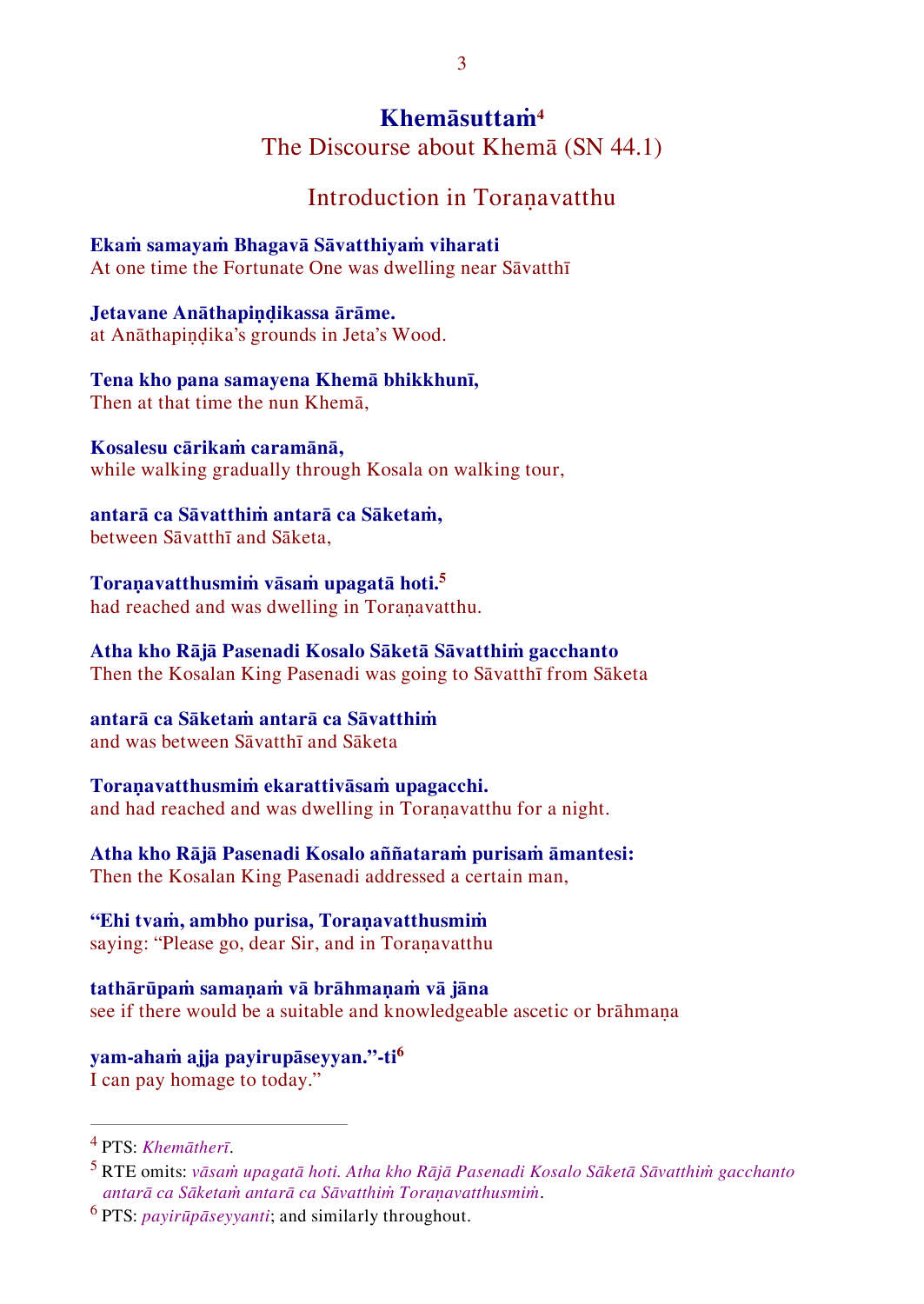## Khemāsuttaṁ[4]

The Discourse about Khemā (SN 44.1)

### Introduction in Toraṇavatthu

**Ekaṁ samayaṁ Bhagavā Sāvatthiyaṁ viharati**
At one time the Fortunate One was dwelling near Sāvatthī

**Jetavane Anāthapiṇḍikassa ārāme.**
at Anāthapiṇḍika's grounds in Jeta's Wood.

**Tena kho pana samayena Khemā bhikkhunī,**
Then at that time the nun Khemā,

**Kosalesu cārikaṁ caramānā,**
while walking gradually through Kosala on walking tour,

**antarā ca Sāvatthiṁ antarā ca Sāketaṁ,**
between Sāvatthī and Sāketa,

**Toraṇavatthusmiṁ vāsaṁ upagatā hoti.**[5]
had reached and was dwelling in Toraṇavatthu.

**Atha kho Rājā Pasenadi Kosalo Sāketā Sāvatthiṁ gacchanto**
Then the Kosalan King Pasenadi was going to Sāvatthī from Sāketa

**antarā ca Sāketaṁ antarā ca Sāvatthiṁ**
and was between Sāvatthī and Sāketa

**Toraṇavatthusmiṁ ekarattivāsaṁ upagacchi.**
and had reached and was dwelling in Toraṇavatthu for a night.

**Atha kho Rājā Pasenadi Kosalo aññataraṁ purisaṁ āmantesi:**
Then the Kosalan King Pasenadi addressed a certain man,

**"Ehi tvaṁ, ambho purisa, Toraṇavatthusmiṁ**
saying: "Please go, dear Sir, and in Toraṇavatthu

**tathārūpaṁ samaṇaṁ vā brāhmaṇaṁ vā jāna**
see if there would be a suitable and knowledgeable ascetic or brāhmaṇa

**yam-ahaṁ ajja payirupāseyyan."-ti**[6]
I can pay homage to today."

---

[4] PTS: *Khemātherī*.

[5] RTE omits: *vāsaṁ upagatā hoti. Atha kho Rājā Pasenadi Kosalo Sāketā Sāvatthiṁ gacchanto antarā ca Sāketaṁ antarā ca Sāvatthiṁ Toraṇavatthusmiṁ*.

[6] PTS: *payirūpāseyyanti*; and similarly throughout.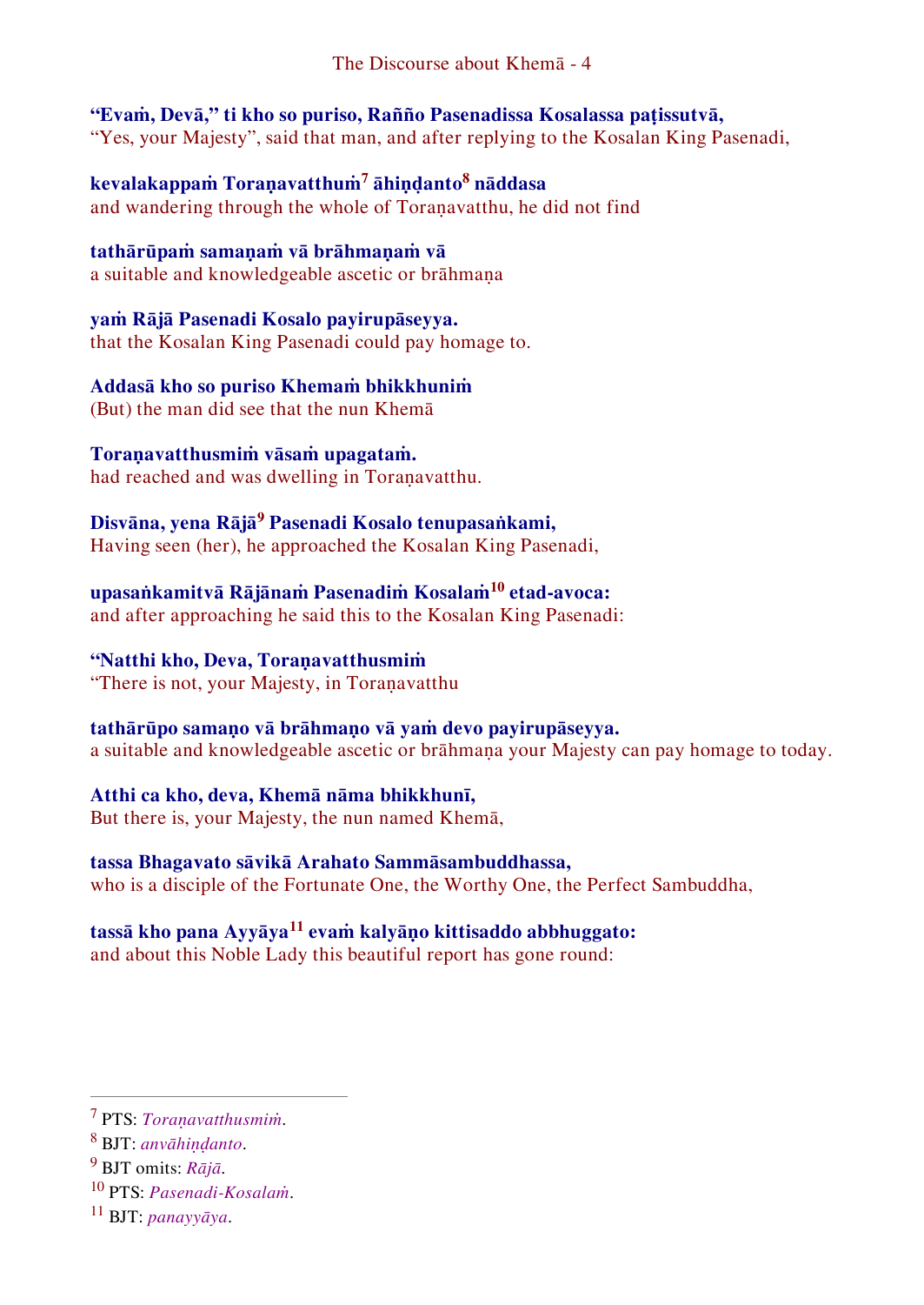**“Evaṁ, Devā,” ti kho so puriso, Rañño Pasenadissa Kosalassa paṭissutvā,**
“Yes, your Majesty”, said that man, and after replying to the Kosalan King Pasenadi,

**kevalakappaṁ Toraṇavatthuṁ[7] āhiṇḍanto[8] nāddasa**
and wandering through the whole of Toraṇavatthu, he did not find

**tathārūpaṁ samaṇaṁ vā brāhmaṇaṁ vā**
a suitable and knowledgeable ascetic or brāhmaṇa

**yaṁ Rājā Pasenadi Kosalo payirupāseyya.**
that the Kosalan King Pasenadi could pay homage to.

**Addasā kho so puriso Khemaṁ bhikkhuniṁ**
(But) the man did see that the nun Khemā

**Toraṇavatthusmiṁ vāsaṁ upagataṁ.**
had reached and was dwelling in Toraṇavatthu.

**Disvāna, yena Rājā[9] Pasenadi Kosalo tenupasaṅkami,**
Having seen (her), he approached the Kosalan King Pasenadi,

**upasaṅkamitvā Rājānaṁ Pasenadiṁ Kosalaṁ[10] etad-avoca:**
and after approaching he said this to the Kosalan King Pasenadi:

**“Natthi kho, Deva, Toraṇavatthusmiṁ**
“There is not, your Majesty, in Toraṇavatthu

**tathārūpo samaṇo vā brāhmaṇo vā yaṁ devo payirupāseyya.**
a suitable and knowledgeable ascetic or brāhmaṇa your Majesty can pay homage to today.

**Atthi ca kho, deva, Khemā nāma bhikkhunī,**
But there is, your Majesty, the nun named Khemā,

**tassa Bhagavato sāvikā Arahato Sammāsambuddhassa,**
who is a disciple of the Fortunate One, the Worthy One, the Perfect Sambuddha,

**tassā kho pana Ayyāya[11] evaṁ kalyāṇo kittisaddo abbhuggato:**
and about this Noble Lady this beautiful report has gone round:

---

[7] PTS: *Toraṇavatthusmiṁ*.

[8] BJT: *anvāhiṇḍanto*.

[9] BJT omits: *Rājā*.

[10] PTS: *Pasenadi-Kosalaṁ*.

[11] BJT: *panayyāya*.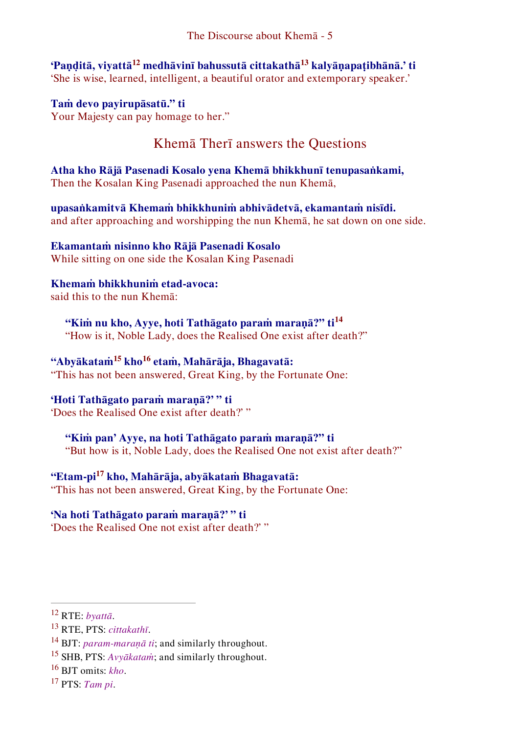**'Paṇḍitā, viyattā[12] medhāvinī bahussutā cittakathā[13] kalyāṇapaṭibhānā.' ti**
'She is wise, learned, intelligent, a beautiful orator and extemporary speaker.'

**Taṁ devo payirupāsatū." ti**
Your Majesty can pay homage to her."

## Khemā Therī answers the Questions

**Atha kho Rājā Pasenadi Kosalo yena Khemā bhikkhunī tenupasaṅkami,**
Then the Kosalan King Pasenadi approached the nun Khemā,

**upasaṅkamitvā Khemaṁ bhikkhuniṁ abhivādetvā, ekamantaṁ nisīdi.**
and after approaching and worshipping the nun Khemā, he sat down on one side.

**Ekamantaṁ nisinno kho Rājā Pasenadi Kosalo**
While sitting on one side the Kosalan King Pasenadi

**Khemaṁ bhikkhuniṁ etad-avoca:**
said this to the nun Khemā:

> **"Kiṁ nu kho, Ayye, hoti Tathāgato paraṁ maraṇā?" ti[14]**
> "How is it, Noble Lady, does the Realised One exist after death?"

**"Abyākataṁ[15] kho[16] etaṁ, Mahārāja, Bhagavatā:**
"This has not been answered, Great King, by the Fortunate One:

**'Hoti Tathāgato paraṁ maraṇā?' " ti**
'Does the Realised One exist after death?' "

> **"Kiṁ pan' Ayye, na hoti Tathāgato paraṁ maraṇā?" ti**
> "But how is it, Noble Lady, does the Realised One not exist after death?"

**"Etam-pi[17] kho, Mahārāja, abyākataṁ Bhagavatā:**
"This has not been answered, Great King, by the Fortunate One:

**'Na hoti Tathāgato paraṁ maraṇā?' " ti**
'Does the Realised One not exist after death?' "

---

[12] RTE: *byattā*.
[13] RTE, PTS: *cittakathī*.
[14] BJT: *param-maraṇā ti*; and similarly throughout.
[15] SHB, PTS: *Avyākataṁ*; and similarly throughout.
[16] BJT omits: *kho*.
[17] PTS: *Tam pi*.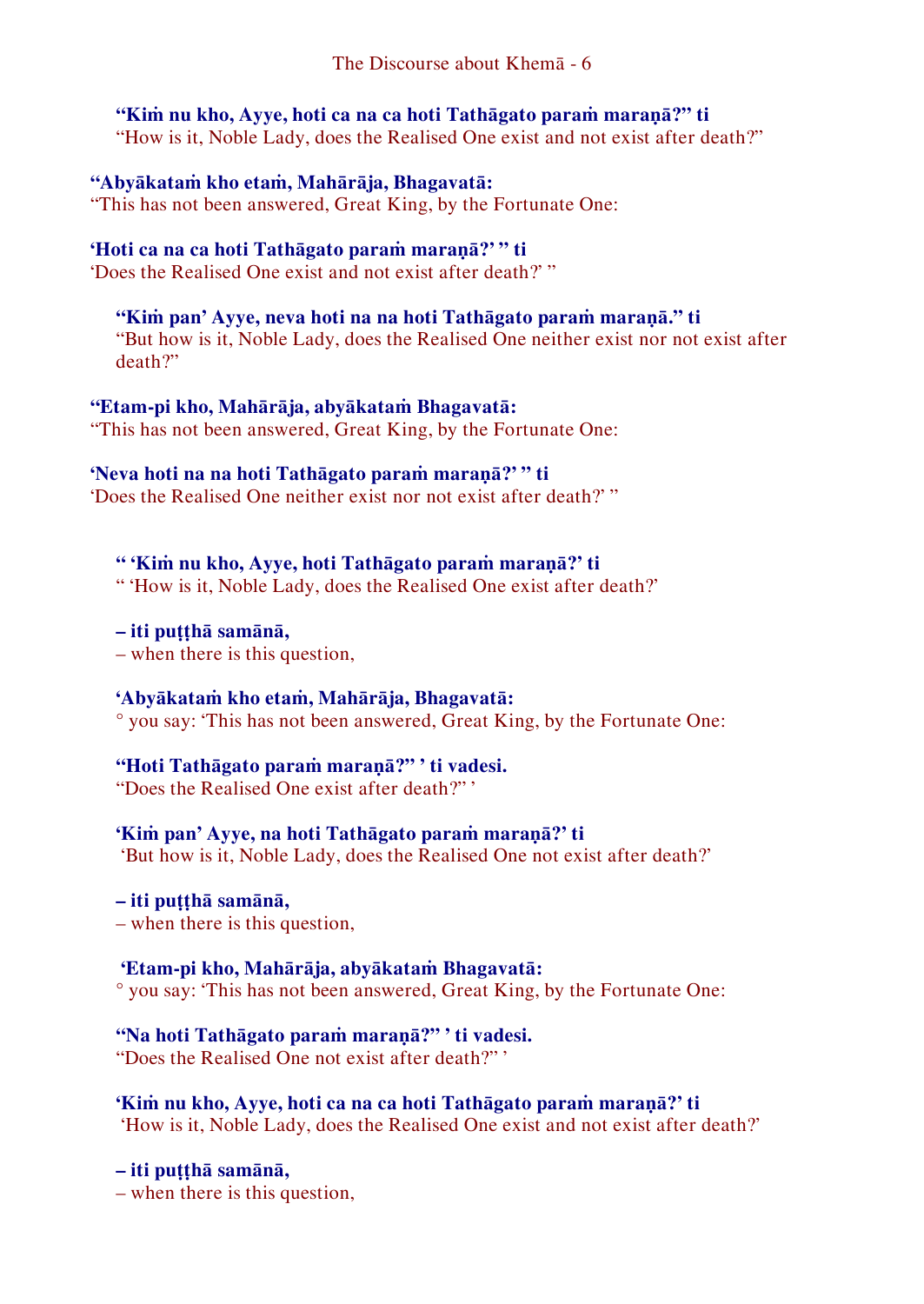**“Kiṁ nu kho, Ayye, hoti ca na ca hoti Tathāgato paraṁ maraṇā?” ti**
“How is it, Noble Lady, does the Realised One exist and not exist after death?”

**“Abyākataṁ kho etaṁ, Mahārāja, Bhagavatā:**
“This has not been answered, Great King, by the Fortunate One:

**‘Hoti ca na ca hoti Tathāgato paraṁ maraṇā?’ ” ti**
‘Does the Realised One exist and not exist after death?’ ”

**“Kiṁ pan’ Ayye, neva hoti na na hoti Tathāgato paraṁ maraṇā.” ti**
“But how is it, Noble Lady, does the Realised One neither exist nor not exist after death?”

**“Etam-pi kho, Mahārāja, abyākataṁ Bhagavatā:**
“This has not been answered, Great King, by the Fortunate One:

**‘Neva hoti na na hoti Tathāgato paraṁ maraṇā?’ ” ti**
‘Does the Realised One neither exist nor not exist after death?’ ”

**“ ‘Kiṁ nu kho, Ayye, hoti Tathāgato paraṁ maraṇā?’ ti**
“ ‘How is it, Noble Lady, does the Realised One exist after death?’

**– iti puṭṭhā samānā,**
– when there is this question,

**‘Abyākataṁ kho etaṁ, Mahārāja, Bhagavatā:**
° you say: ‘This has not been answered, Great King, by the Fortunate One:

**“Hoti Tathāgato paraṁ maraṇā?” ’ ti vadesi.**
“Does the Realised One exist after death?” ’

**‘Kiṁ pan’ Ayye, na hoti Tathāgato paraṁ maraṇā?’ ti**
‘But how is it, Noble Lady, does the Realised One not exist after death?’

**– iti puṭṭhā samānā,**
– when there is this question,

**‘Etam-pi kho, Mahārāja, abyākataṁ Bhagavatā:**
° you say: ‘This has not been answered, Great King, by the Fortunate One:

**“Na hoti Tathāgato paraṁ maraṇā?” ’ ti vadesi.**
“Does the Realised One not exist after death?” ’

**‘Kiṁ nu kho, Ayye, hoti ca na ca hoti Tathāgato paraṁ maraṇā?’ ti**
‘How is it, Noble Lady, does the Realised One exist and not exist after death?’

**– iti puṭṭhā samānā,**
– when there is this question,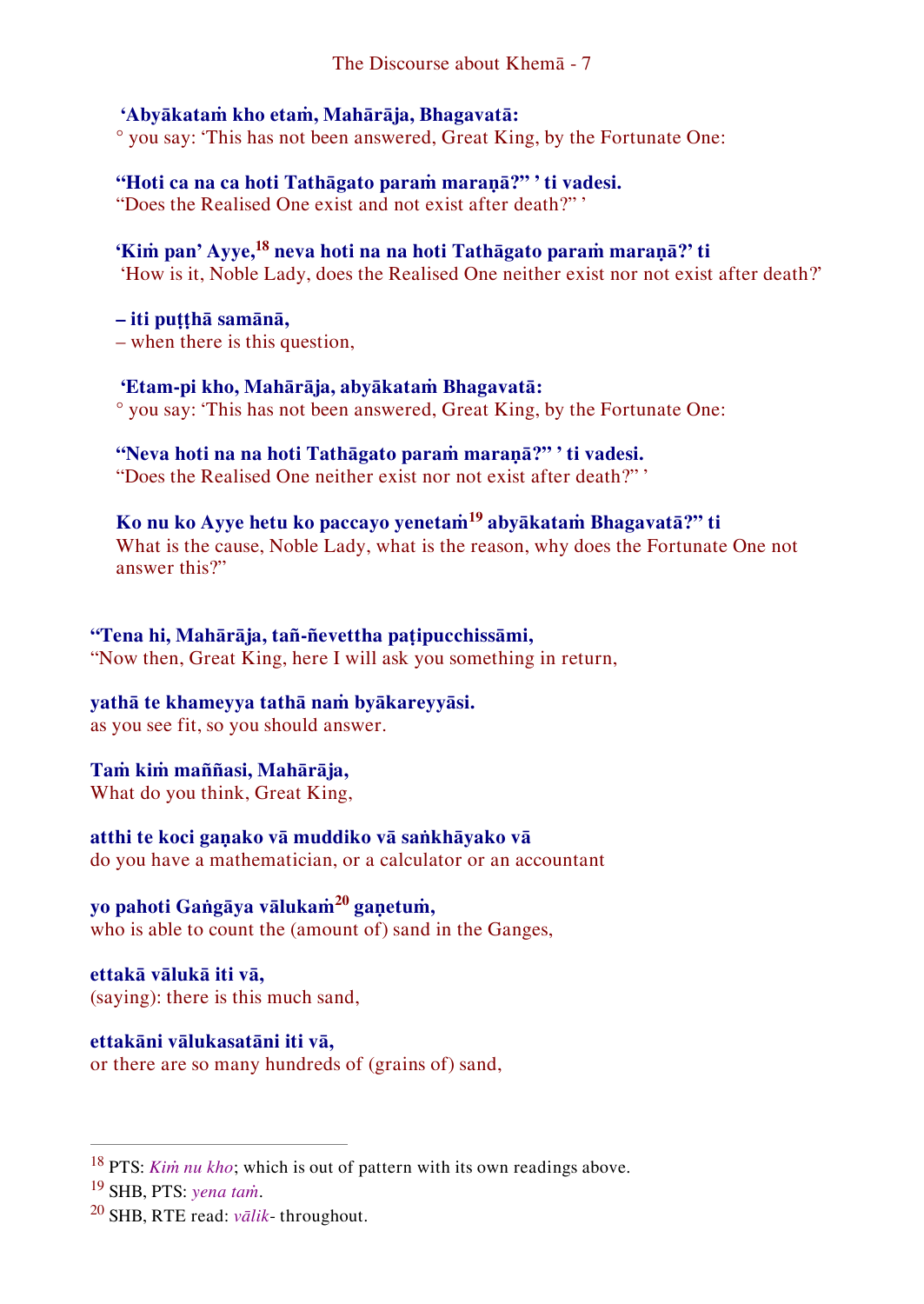**‘Abyākataṁ kho etaṁ, Mahārāja, Bhagavatā:**
° you say: ‘This has not been answered, Great King, by the Fortunate One:

**“Hoti ca na ca hoti Tathāgato paraṁ maraṇā?” ’ ti vadesi.**
“Does the Realised One exist and not exist after death?” ’

**‘Kiṁ pan’ Ayye,[18] neva hoti na na hoti Tathāgato paraṁ maraṇā?’ ti**
‘How is it, Noble Lady, does the Realised One neither exist nor not exist after death?’

**– iti puṭṭhā samānā,**
– when there is this question,

**‘Etam-pi kho, Mahārāja, abyākataṁ Bhagavatā:**
° you say: ‘This has not been answered, Great King, by the Fortunate One:

**“Neva hoti na na hoti Tathāgato paraṁ maraṇā?” ’ ti vadesi.**
“Does the Realised One neither exist nor not exist after death?” ’

**Ko nu ko Ayye hetu ko paccayo yenetaṁ[19] abyākataṁ Bhagavatā?” ti**
What is the cause, Noble Lady, what is the reason, why does the Fortunate One not answer this?”

**“Tena hi, Mahārāja, tañ-ñevettha paṭipucchissāmi,**
“Now then, Great King, here I will ask you something in return,

**yathā te khameyya tathā naṁ byākareyyāsi.**
as you see fit, so you should answer.

**Taṁ kiṁ maññasi, Mahārāja,**
What do you think, Great King,

**atthi te koci gaṇako vā muddiko vā saṅkhāyako vā**
do you have a mathematician, or a calculator or an accountant

**yo pahoti Gaṅgāya vālukaṁ[20] gaṇetuṁ,**
who is able to count the (amount of) sand in the Ganges,

**ettakā vālukā iti vā,**
(saying): there is this much sand,

**ettakāni vālukasatāni iti vā,**
or there are so many hundreds of (grains of) sand,

---

[18] PTS: *Kiṁ nu kho*; which is out of pattern with its own readings above.

[19] SHB, PTS: *yena taṁ*.

[20] SHB, RTE read: *vālik-* throughout.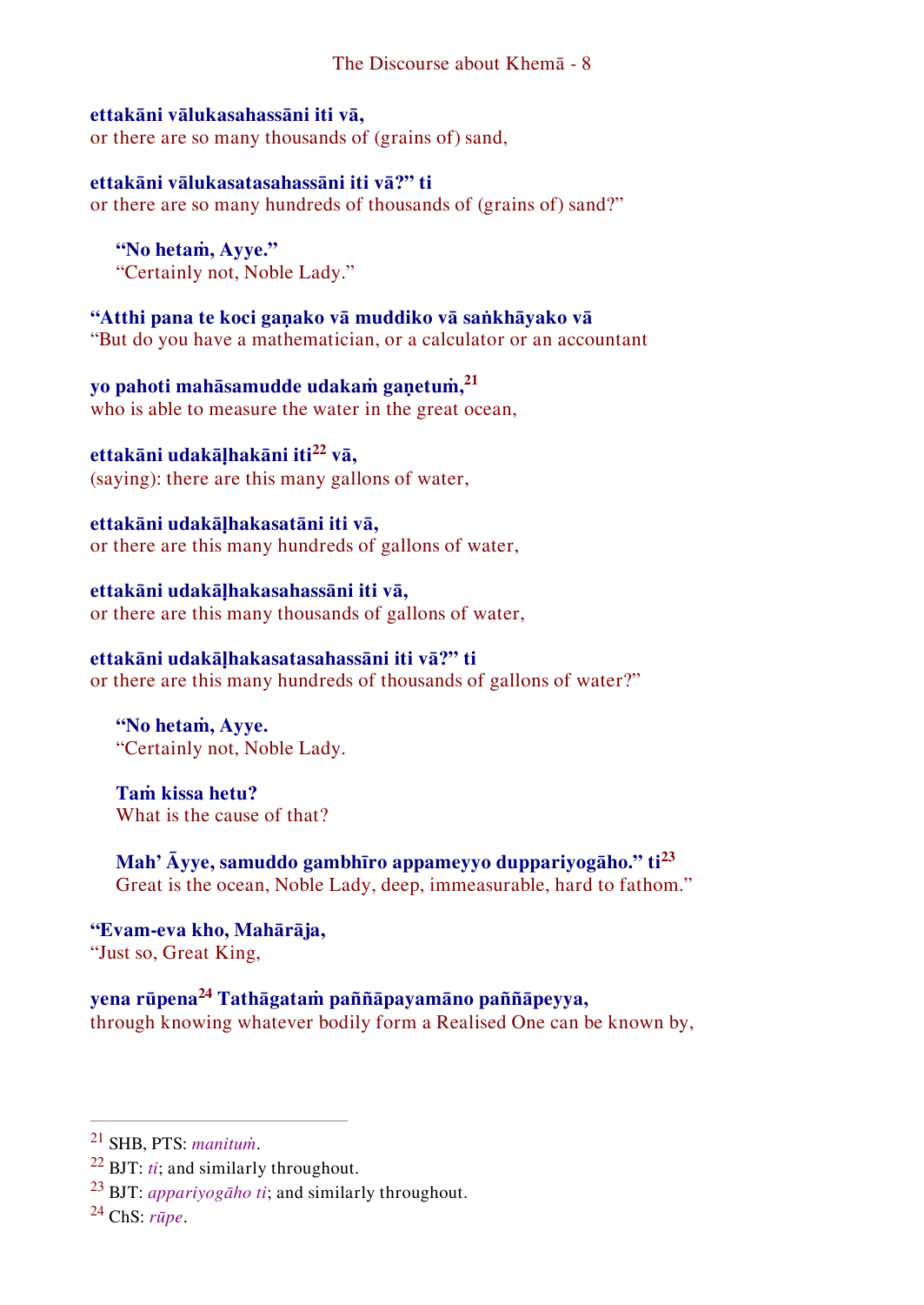**ettakāni vālukasahassāni iti vā,**
or there are so many thousands of (grains of) sand,

**ettakāni vālukasatasahassāni iti vā?” ti**
or there are so many hundreds of thousands of (grains of) sand?”

**“No hetaṁ, Ayye.”**
“Certainly not, Noble Lady.”

**“Atthi pana te koci gaṇako vā muddiko vā saṅkhāyako vā**
“But do you have a mathematician, or a calculator or an accountant

**yo pahoti mahāsamudde udakaṁ gaṇetuṁ,**[21]
who is able to measure the water in the great ocean,

**ettakāni udakāḷhakāni iti**[22] **vā,**
(saying): there are this many gallons of water,

**ettakāni udakāḷhakasatāni iti vā,**
or there are this many hundreds of gallons of water,

**ettakāni udakāḷhakasahassāni iti vā,**
or there are this many thousands of gallons of water,

**ettakāni udakāḷhakasatasahassāni iti vā?” ti**
or there are this many hundreds of thousands of gallons of water?”

**“No hetaṁ, Ayye.**
“Certainly not, Noble Lady.

**Taṁ kissa hetu?**
What is the cause of that?

**Mah’ Āyye, samuddo gambhīro appameyyo duppariyogāho.” ti**[23]
Great is the ocean, Noble Lady, deep, immeasurable, hard to fathom.”

**“Evam-eva kho, Mahārāja,**
“Just so, Great King,

**yena rūpena**[24] **Tathāgataṁ paññāpayamāno paññāpeyya,**
through knowing whatever bodily form a Realised One can be known by,

---

[21] SHB, PTS: *manituṁ*.

[22] BJT: *ti*; and similarly throughout.

[23] BJT: *appariyogāho ti*; and similarly throughout.

[24] ChS: *rūpe*.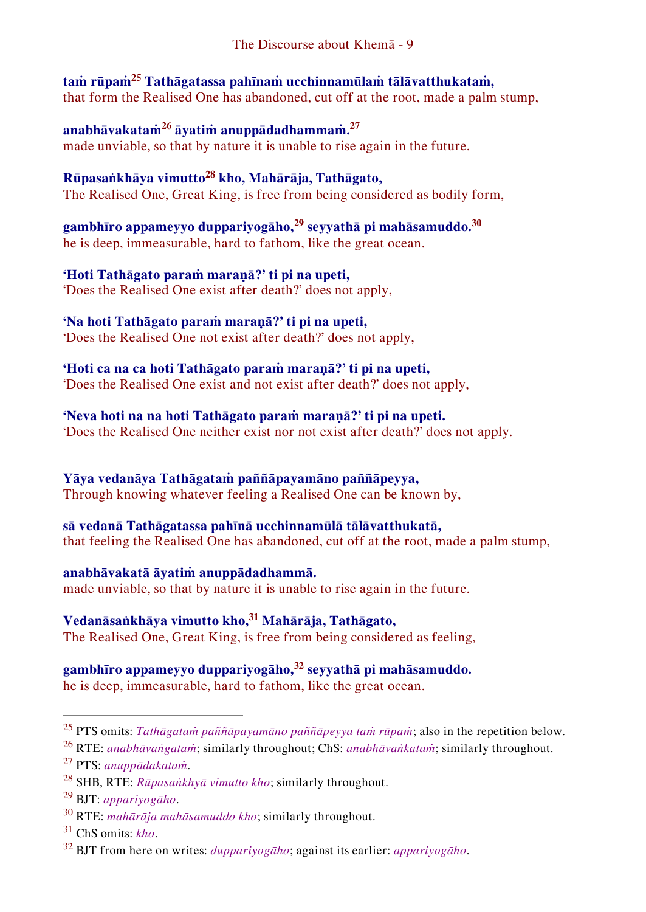**taṁ rūpaṁ[25] Tathāgatassa pahīnaṁ ucchinnamūlaṁ tālāvatthukataṁ,**
that form the Realised One has abandoned, cut off at the root, made a palm stump,

**anabhāvakataṁ[26] āyatiṁ anuppādadhammaṁ.[27]**
made unviable, so that by nature it is unable to rise again in the future.

**Rūpasaṅkhāya vimutto[28] kho, Mahārāja, Tathāgato,**
The Realised One, Great King, is free from being considered as bodily form,

**gambhīro appameyyo duppariyogāho,[29] seyyathā pi mahāsamuddo.[30]**
he is deep, immeasurable, hard to fathom, like the great ocean.

**'Hoti Tathāgato paraṁ maraṇā?' ti pi na upeti,**
'Does the Realised One exist after death?' does not apply,

**'Na hoti Tathāgato paraṁ maraṇā?' ti pi na upeti,**
'Does the Realised One not exist after death?' does not apply,

**'Hoti ca na ca hoti Tathāgato paraṁ maraṇā?' ti pi na upeti,**
'Does the Realised One exist and not exist after death?' does not apply,

**'Neva hoti na na hoti Tathāgato paraṁ maraṇā?' ti pi na upeti.**
'Does the Realised One neither exist nor not exist after death?' does not apply.

**Yāya vedanāya Tathāgataṁ paññāpayamāno paññāpeyya,**
Through knowing whatever feeling a Realised One can be known by,

**sā vedanā Tathāgatassa pahīnā ucchinnamūlā tālāvatthukatā,**
that feeling the Realised One has abandoned, cut off at the root, made a palm stump,

**anabhāvakatā āyatiṁ anuppādadhammā.**
made unviable, so that by nature it is unable to rise again in the future.

**Vedanāsaṅkhāya vimutto kho,[31] Mahārāja, Tathāgato,**
The Realised One, Great King, is free from being considered as feeling,

**gambhīro appameyyo duppariyogāho,[32] seyyathā pi mahāsamuddo.**
he is deep, immeasurable, hard to fathom, like the great ocean.

---

[25] PTS omits: *Tathāgataṁ paññāpayamāno paññāpeyya taṁ rūpaṁ*; also in the repetition below.

[26] RTE: *anabhāvaṅgataṁ*; similarly throughout; ChS: *anabhāvaṅkataṁ*; similarly throughout.

[27] PTS: *anuppādakataṁ*.

[28] SHB, RTE: *Rūpasaṅkhyā vimutto kho*; similarly throughout.

[29] BJT: *appariyogāho*.

[30] RTE: *mahārāja mahāsamuddo kho*; similarly throughout.

[31] ChS omits: *kho*.

[32] BJT from here on writes: *duppariyogāho*; against its earlier: *appariyogāho*.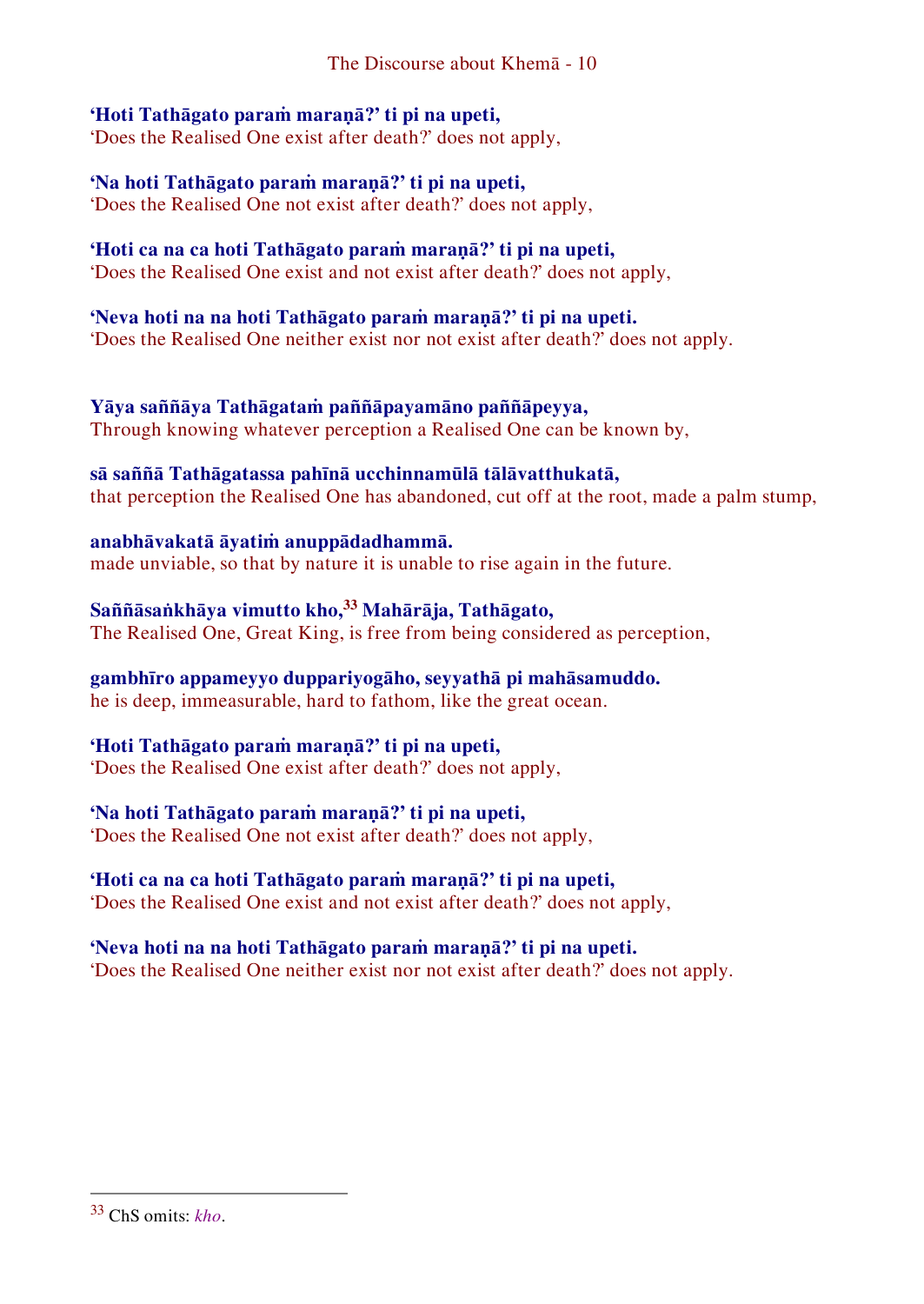**‘Hoti Tathāgato paraṁ maraṇā?’ ti pi na upeti,**
‘Does the Realised One exist after death?’ does not apply,

**‘Na hoti Tathāgato paraṁ maraṇā?’ ti pi na upeti,**
‘Does the Realised One not exist after death?’ does not apply,

**‘Hoti ca na ca hoti Tathāgato paraṁ maraṇā?’ ti pi na upeti,**
‘Does the Realised One exist and not exist after death?’ does not apply,

**‘Neva hoti na na hoti Tathāgato paraṁ maraṇā?’ ti pi na upeti.**
‘Does the Realised One neither exist nor not exist after death?’ does not apply.

**Yāya saññāya Tathāgataṁ paññāpayamāno paññāpeyya,**
Through knowing whatever perception a Realised One can be known by,

**sā saññā Tathāgatassa pahīnā ucchinnamūlā tālāvatthukatā,**
that perception the Realised One has abandoned, cut off at the root, made a palm stump,

**anabhāvakatā āyatiṁ anuppādadhammā.**
made unviable, so that by nature it is unable to rise again in the future.

**Saññāsaṅkhāya vimutto kho,[33] Mahārāja, Tathāgato,**
The Realised One, Great King, is free from being considered as perception,

**gambhīro appameyyo duppariyogāho, seyyathā pi mahāsamuddo.**
he is deep, immeasurable, hard to fathom, like the great ocean.

**‘Hoti Tathāgato paraṁ maraṇā?’ ti pi na upeti,**
‘Does the Realised One exist after death?’ does not apply,

**‘Na hoti Tathāgato paraṁ maraṇā?’ ti pi na upeti,**
‘Does the Realised One not exist after death?’ does not apply,

**‘Hoti ca na ca hoti Tathāgato paraṁ maraṇā?’ ti pi na upeti,**
‘Does the Realised One exist and not exist after death?’ does not apply,

**‘Neva hoti na na hoti Tathāgato paraṁ maraṇā?’ ti pi na upeti.**
‘Does the Realised One neither exist nor not exist after death?’ does not apply.

---

[33] ChS omits: *kho*.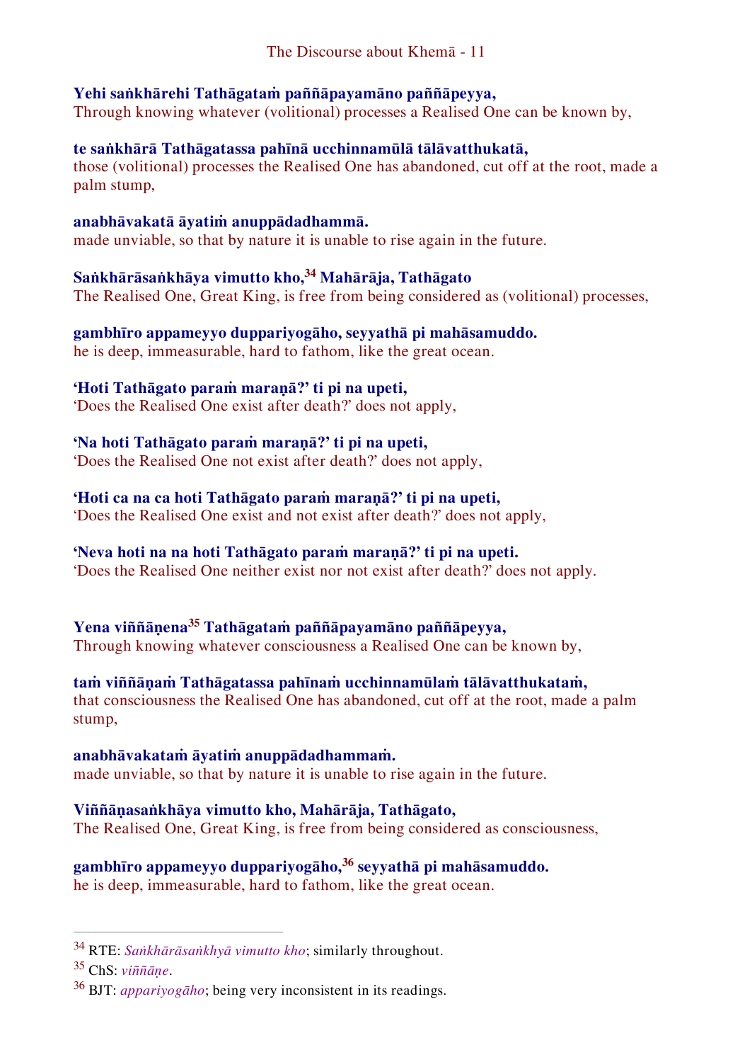**Yehi saṅkhārehi Tathāgataṁ paññāpayamāno paññāpeyya,**
Through knowing whatever (volitional) processes a Realised One can be known by,

**te saṅkhārā Tathāgatassa pahīnā ucchinnamūlā tālāvatthukatā,**
those (volitional) processes the Realised One has abandoned, cut off at the root, made a palm stump,

**anabhāvakatā āyatiṁ anuppādadhammā.**
made unviable, so that by nature it is unable to rise again in the future.

**Saṅkhārāsaṅkhāya vimutto kho,[34] Mahārāja, Tathāgato**
The Realised One, Great King, is free from being considered as (volitional) processes,

**gambhīro appameyyo duppariyogāho, seyyathā pi mahāsamuddo.**
he is deep, immeasurable, hard to fathom, like the great ocean.

**'Hoti Tathāgato paraṁ maraṇā?' ti pi na upeti,**
'Does the Realised One exist after death?' does not apply,

**'Na hoti Tathāgato paraṁ maraṇā?' ti pi na upeti,**
'Does the Realised One not exist after death?' does not apply,

**'Hoti ca na ca hoti Tathāgato paraṁ maraṇā?' ti pi na upeti,**
'Does the Realised One exist and not exist after death?' does not apply,

**'Neva hoti na na hoti Tathāgato paraṁ maraṇā?' ti pi na upeti.**
'Does the Realised One neither exist nor not exist after death?' does not apply.

**Yena viññāṇena[35] Tathāgataṁ paññāpayamāno paññāpeyya,**
Through knowing whatever consciousness a Realised One can be known by,

**taṁ viññāṇaṁ Tathāgatassa pahīnaṁ ucchinnamūlaṁ tālāvatthukataṁ,**
that consciousness the Realised One has abandoned, cut off at the root, made a palm stump,

**anabhāvakataṁ āyatiṁ anuppādadhammaṁ.**
made unviable, so that by nature it is unable to rise again in the future.

**Viññāṇasaṅkhāya vimutto kho, Mahārāja, Tathāgato,**
The Realised One, Great King, is free from being considered as consciousness,

**gambhīro appameyyo duppariyogāho,[36] seyyathā pi mahāsamuddo.**
he is deep, immeasurable, hard to fathom, like the great ocean.

---

[34] RTE: *Saṅkhārāsaṅkhyā vimutto kho*; similarly throughout.

[35] ChS: *viññāṇe*.

[36] BJT: *appariyogāho*; being very inconsistent in its readings.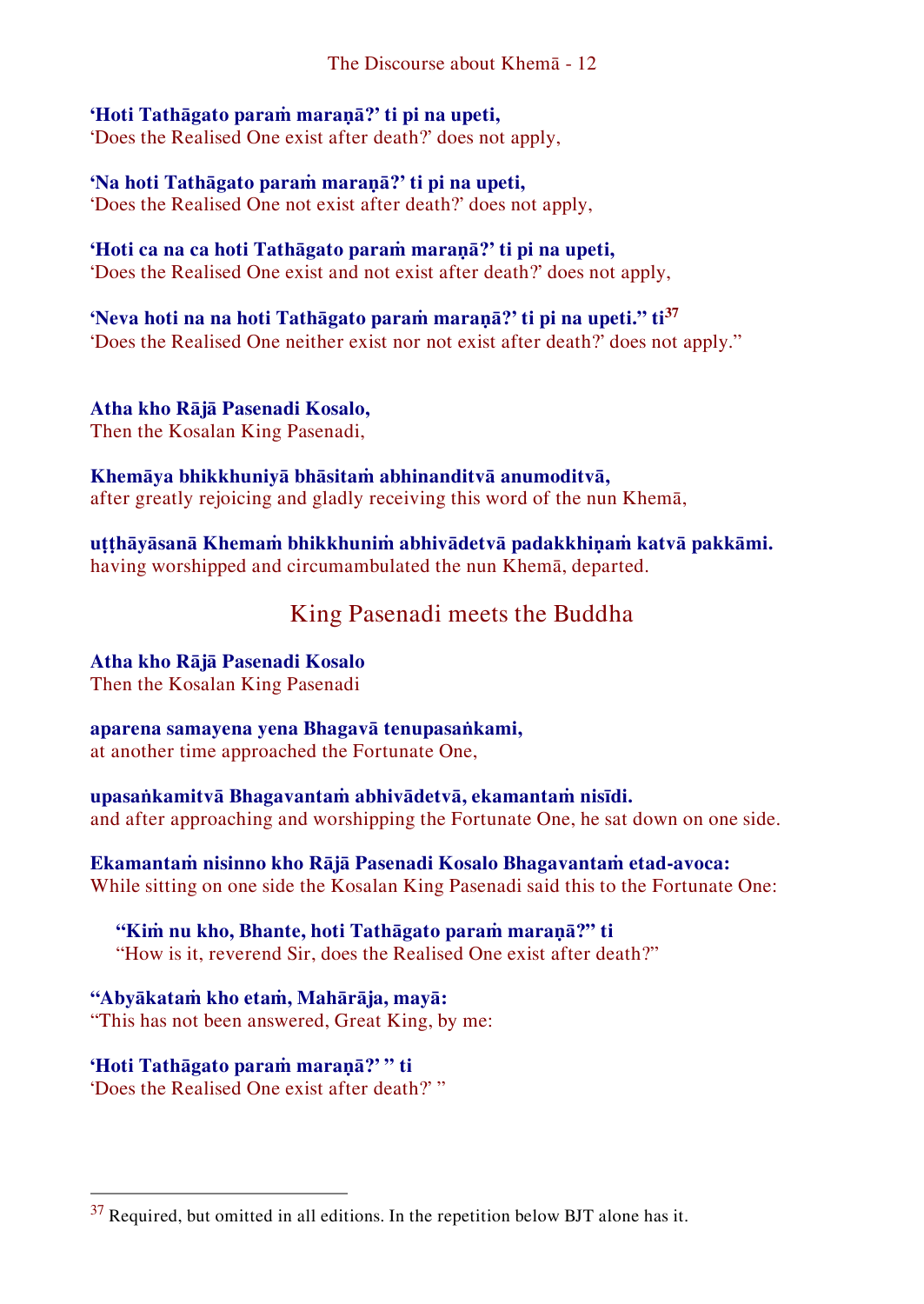**‘Hoti Tathāgato paraṁ maraṇā?’ ti pi na upeti,**
‘Does the Realised One exist after death?’ does not apply,

**‘Na hoti Tathāgato paraṁ maraṇā?’ ti pi na upeti,**
‘Does the Realised One not exist after death?’ does not apply,

**‘Hoti ca na ca hoti Tathāgato paraṁ maraṇā?’ ti pi na upeti,**
‘Does the Realised One exist and not exist after death?’ does not apply,

**‘Neva hoti na na hoti Tathāgato paraṁ maraṇā?’ ti pi na upeti.” ti**[37]
‘Does the Realised One neither exist nor not exist after death?’ does not apply.”

**Atha kho Rājā Pasenadi Kosalo,**
Then the Kosalan King Pasenadi,

**Khemāya bhikkhuniyā bhāsitaṁ abhinanditvā anumoditvā,**
after greatly rejoicing and gladly receiving this word of the nun Khemā,

**uṭṭhāyāsanā Khemaṁ bhikkhuniṁ abhivādetvā padakkhiṇaṁ katvā pakkāmi.**
having worshipped and circumambulated the nun Khemā, departed.

## King Pasenadi meets the Buddha

**Atha kho Rājā Pasenadi Kosalo**
Then the Kosalan King Pasenadi

**aparena samayena yena Bhagavā tenupasaṅkami,**
at another time approached the Fortunate One,

**upasaṅkamitvā Bhagavantaṁ abhivādetvā, ekamantaṁ nisīdi.**
and after approaching and worshipping the Fortunate One, he sat down on one side.

**Ekamantaṁ nisinno kho Rājā Pasenadi Kosalo Bhagavantaṁ etad-avoca:**
While sitting on one side the Kosalan King Pasenadi said this to the Fortunate One:

> **“Kiṁ nu kho, Bhante, hoti Tathāgato paraṁ maraṇā?” ti**
> “How is it, reverend Sir, does the Realised One exist after death?”

**“Abyākataṁ kho etaṁ, Mahārāja, mayā:**
“This has not been answered, Great King, by me:

**‘Hoti Tathāgato paraṁ maraṇā?’ ” ti**
‘Does the Realised One exist after death?’ ”

---

[37] Required, but omitted in all editions. In the repetition below BJT alone has it.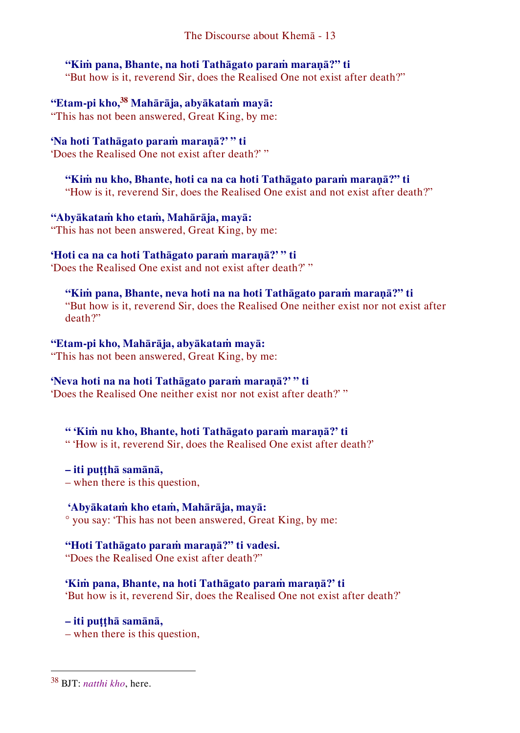**“Kiṁ pana, Bhante, na hoti Tathāgato paraṁ maraṇā?” ti**
“But how is it, reverend Sir, does the Realised One not exist after death?”

**“Etam-pi kho,[38] Mahārāja, abyākataṁ mayā:**
“This has not been answered, Great King, by me:

**‘Na hoti Tathāgato paraṁ maraṇā?’ ” ti**
‘Does the Realised One not exist after death?’ ”

**“Kiṁ nu kho, Bhante, hoti ca na ca hoti Tathāgato paraṁ maraṇā?” ti**
“How is it, reverend Sir, does the Realised One exist and not exist after death?”

**“Abyākataṁ kho etaṁ, Mahārāja, mayā:**
“This has not been answered, Great King, by me:

**‘Hoti ca na ca hoti Tathāgato paraṁ maraṇā?’ ” ti**
‘Does the Realised One exist and not exist after death?’ ”

**“Kiṁ pana, Bhante, neva hoti na na hoti Tathāgato paraṁ maraṇā?” ti**
“But how is it, reverend Sir, does the Realised One neither exist nor not exist after death?”

**“Etam-pi kho, Mahārāja, abyākataṁ mayā:**
“This has not been answered, Great King, by me:

**‘Neva hoti na na hoti Tathāgato paraṁ maraṇā?’ ” ti**
‘Does the Realised One neither exist nor not exist after death?’ ”

**“ ‘Kiṁ nu kho, Bhante, hoti Tathāgato paraṁ maraṇā?’ ti**
“ ‘How is it, reverend Sir, does the Realised One exist after death?’

**– iti puṭṭhā samānā,**
– when there is this question,

**‘Abyākataṁ kho etaṁ, Mahārāja, mayā:**
° you say: ‘This has not been answered, Great King, by me:

**“Hoti Tathāgato paraṁ maraṇā?” ti vadesi.**
“Does the Realised One exist after death?”

**‘Kiṁ pana, Bhante, na hoti Tathāgato paraṁ maraṇā?’ ti**
‘But how is it, reverend Sir, does the Realised One not exist after death?’

**– iti puṭṭhā samānā,**
– when there is this question,

---

[38] BJT: *natthi kho*, here.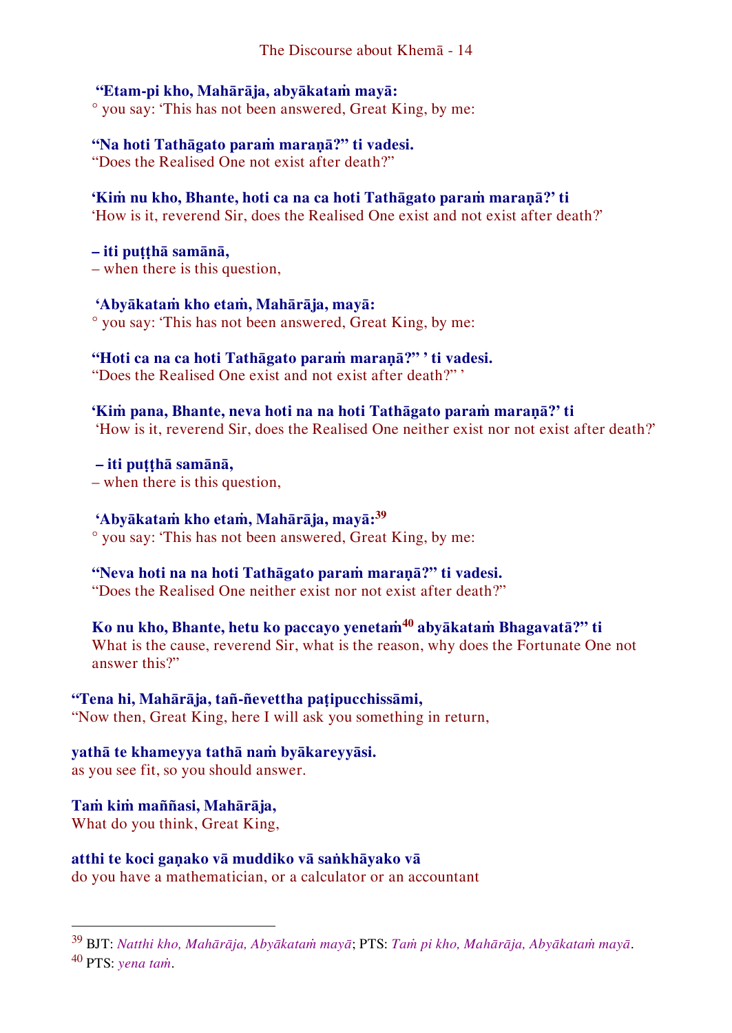**“Etam-pi kho, Mahārāja, abyākataṁ mayā:**
° you say: ‘This has not been answered, Great King, by me:

**“Na hoti Tathāgato paraṁ maraṇā?” ti vadesi.**
“Does the Realised One not exist after death?”

**‘Kiṁ nu kho, Bhante, hoti ca na ca hoti Tathāgato paraṁ maraṇā?’ ti**
‘How is it, reverend Sir, does the Realised One exist and not exist after death?’

**– iti puṭṭhā samānā,**
– when there is this question,

**‘Abyākataṁ kho etaṁ, Mahārāja, mayā:**
° you say: ‘This has not been answered, Great King, by me:

**“Hoti ca na ca hoti Tathāgato paraṁ maraṇā?” ’ ti vadesi.**
“Does the Realised One exist and not exist after death?” ’

**‘Kiṁ pana, Bhante, neva hoti na na hoti Tathāgato paraṁ maraṇā?’ ti**
‘How is it, reverend Sir, does the Realised One neither exist nor not exist after death?’

**– iti puṭṭhā samānā,**
– when there is this question,

**‘Abyākataṁ kho etaṁ, Mahārāja, mayā:**[39]
° you say: ‘This has not been answered, Great King, by me:

**“Neva hoti na na hoti Tathāgato paraṁ maraṇā?” ti vadesi.**
“Does the Realised One neither exist nor not exist after death?”

**Ko nu kho, Bhante, hetu ko paccayo yenetaṁ**[40] **abyākataṁ Bhagavatā?” ti**
What is the cause, reverend Sir, what is the reason, why does the Fortunate One not answer this?”

**“Tena hi, Mahārāja, tañ-ñevettha paṭipucchissāmi,**
“Now then, Great King, here I will ask you something in return,

**yathā te khameyya tathā naṁ byākareyyāsi.**
as you see fit, so you should answer.

**Taṁ kiṁ maññasi, Mahārāja,**
What do you think, Great King,

**atthi te koci gaṇako vā muddiko vā saṅkhāyako vā**
do you have a mathematician, or a calculator or an accountant

---

[39] BJT: *Natthi kho, Mahārāja, Abyākataṁ mayā*; PTS: *Taṁ pi kho, Mahārāja, Abyākataṁ mayā*.

[40] PTS: *yena taṁ*.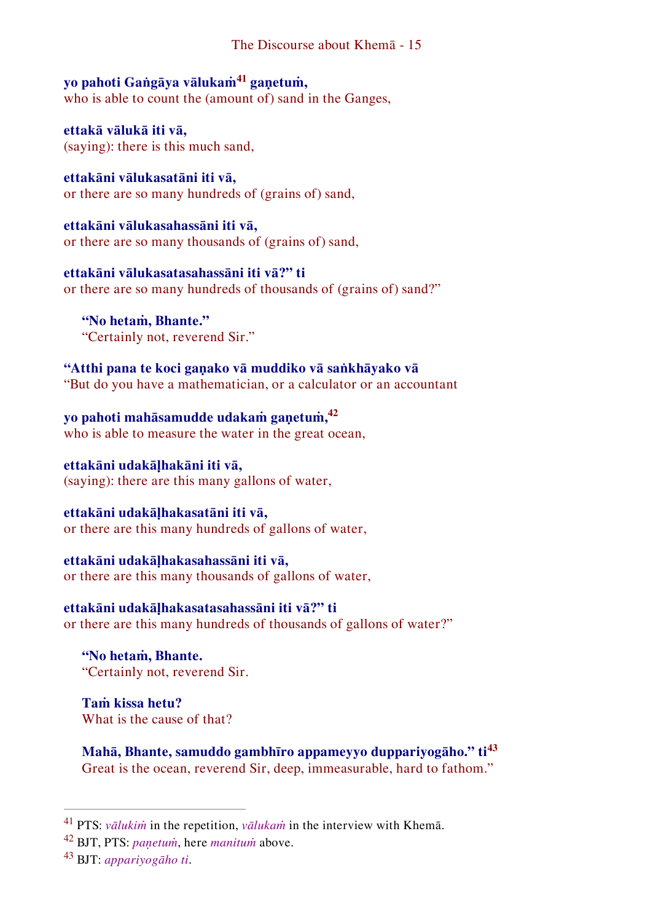**yo pahoti Gaṅgāya vālukaṁ[41] gaṇetuṁ,**
who is able to count the (amount of) sand in the Ganges,

**ettakā vālukā iti vā,**
(saying): there is this much sand,

**ettakāni vālukasatāni iti vā,**
or there are so many hundreds of (grains of) sand,

**ettakāni vālukasahassāni iti vā,**
or there are so many thousands of (grains of) sand,

**ettakāni vālukasatasahassāni iti vā?" ti**
or there are so many hundreds of thousands of (grains of) sand?"

> **"No hetaṁ, Bhante."**
> "Certainly not, reverend Sir."

**"Atthi pana te koci gaṇako vā muddiko vā saṅkhāyako vā**
"But do you have a mathematician, or a calculator or an accountant

**yo pahoti mahāsamudde udakaṁ gaṇetuṁ,[42]**
who is able to measure the water in the great ocean,

**ettakāni udakāḷhakāni iti vā,**
(saying): there are this many gallons of water,

**ettakāni udakāḷhakasatāni iti vā,**
or there are this many hundreds of gallons of water,

**ettakāni udakāḷhakasahassāni iti vā,**
or there are this many thousands of gallons of water,

**ettakāni udakāḷhakasatasahassāni iti vā?" ti**
or there are this many hundreds of thousands of gallons of water?"

> **"No hetaṁ, Bhante.**
> "Certainly not, reverend Sir.
>
> **Taṁ kissa hetu?**
> What is the cause of that?
>
> **Mahā, Bhante, samuddo gambhīro appameyyo duppariyogāho." ti[43]**
> Great is the ocean, reverend Sir, deep, immeasurable, hard to fathom."

---

[41] PTS: *vālukiṁ* in the repetition, *vālukaṁ* in the interview with Khemā.

[42] BJT, PTS: *paṇetuṁ*, here *manituṁ* above.

[43] BJT: *appariyogāho ti*.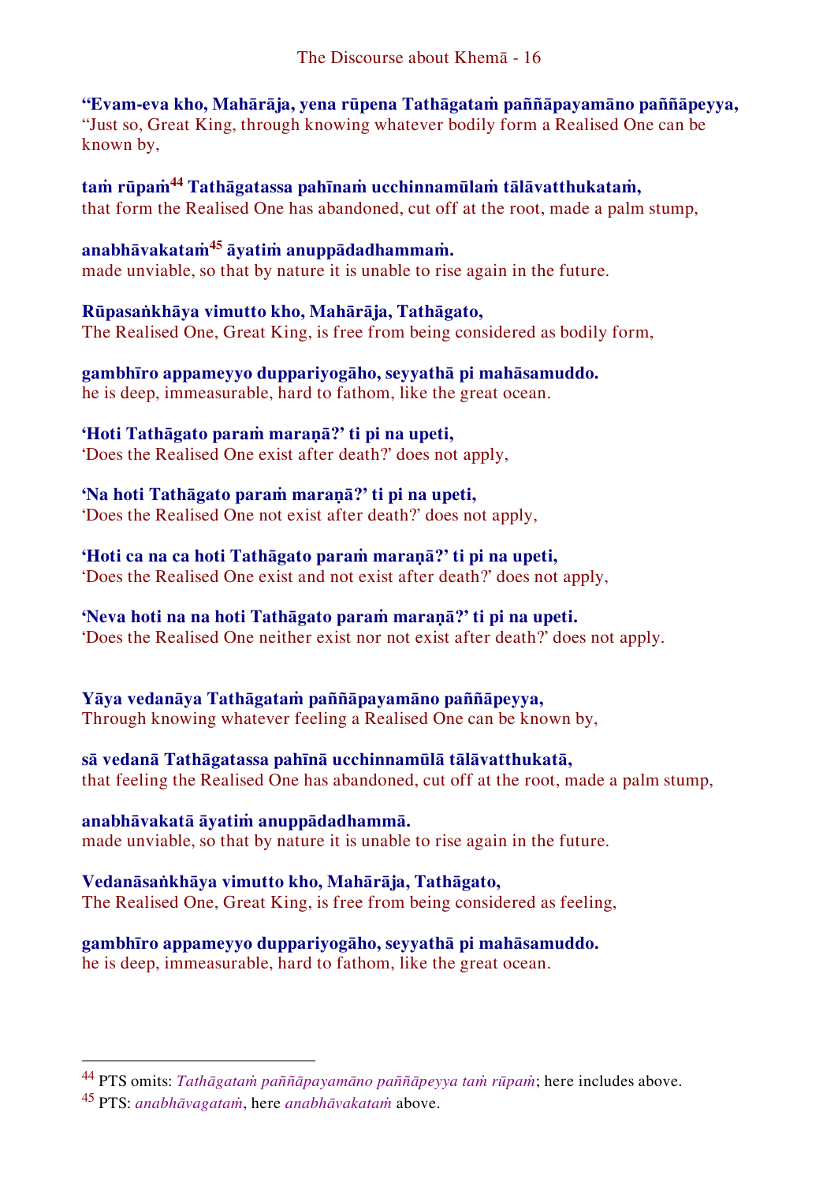**“Evam-eva kho, Mahārāja, yena rūpena Tathāgataṁ paññāpayamāno paññāpeyya,**
“Just so, Great King, through knowing whatever bodily form a Realised One can be known by,

**taṁ rūpaṁ[44] Tathāgatassa pahīnaṁ ucchinnamūlaṁ tālāvatthukataṁ,**
that form the Realised One has abandoned, cut off at the root, made a palm stump,

**anabhāvakataṁ[45] āyatiṁ anuppādadhammaṁ.**
made unviable, so that by nature it is unable to rise again in the future.

**Rūpasaṅkhāya vimutto kho, Mahārāja, Tathāgato,**
The Realised One, Great King, is free from being considered as bodily form,

**gambhīro appameyyo duppariyogāho, seyyathā pi mahāsamuddo.**
he is deep, immeasurable, hard to fathom, like the great ocean.

**‘Hoti Tathāgato paraṁ maraṇā?’ ti pi na upeti,**
‘Does the Realised One exist after death?’ does not apply,

**‘Na hoti Tathāgato paraṁ maraṇā?’ ti pi na upeti,**
‘Does the Realised One not exist after death?’ does not apply,

**‘Hoti ca na ca hoti Tathāgato paraṁ maraṇā?’ ti pi na upeti,**
‘Does the Realised One exist and not exist after death?’ does not apply,

**‘Neva hoti na na hoti Tathāgato paraṁ maraṇā?’ ti pi na upeti.**
‘Does the Realised One neither exist nor not exist after death?’ does not apply.

**Yāya vedanāya Tathāgataṁ paññāpayamāno paññāpeyya,**
Through knowing whatever feeling a Realised One can be known by,

**sā vedanā Tathāgatassa pahīnā ucchinnamūlā tālāvatthukatā,**
that feeling the Realised One has abandoned, cut off at the root, made a palm stump,

**anabhāvakatā āyatiṁ anuppādadhammā.**
made unviable, so that by nature it is unable to rise again in the future.

**Vedanāsaṅkhāya vimutto kho, Mahārāja, Tathāgato,**
The Realised One, Great King, is free from being considered as feeling,

**gambhīro appameyyo duppariyogāho, seyyathā pi mahāsamuddo.**
he is deep, immeasurable, hard to fathom, like the great ocean.

---

[44] PTS omits: *Tathāgataṁ paññāpayamāno paññāpeyya taṁ rūpaṁ*; here includes above.

[45] PTS: *anabhāvagataṁ*, here *anabhāvakataṁ* above.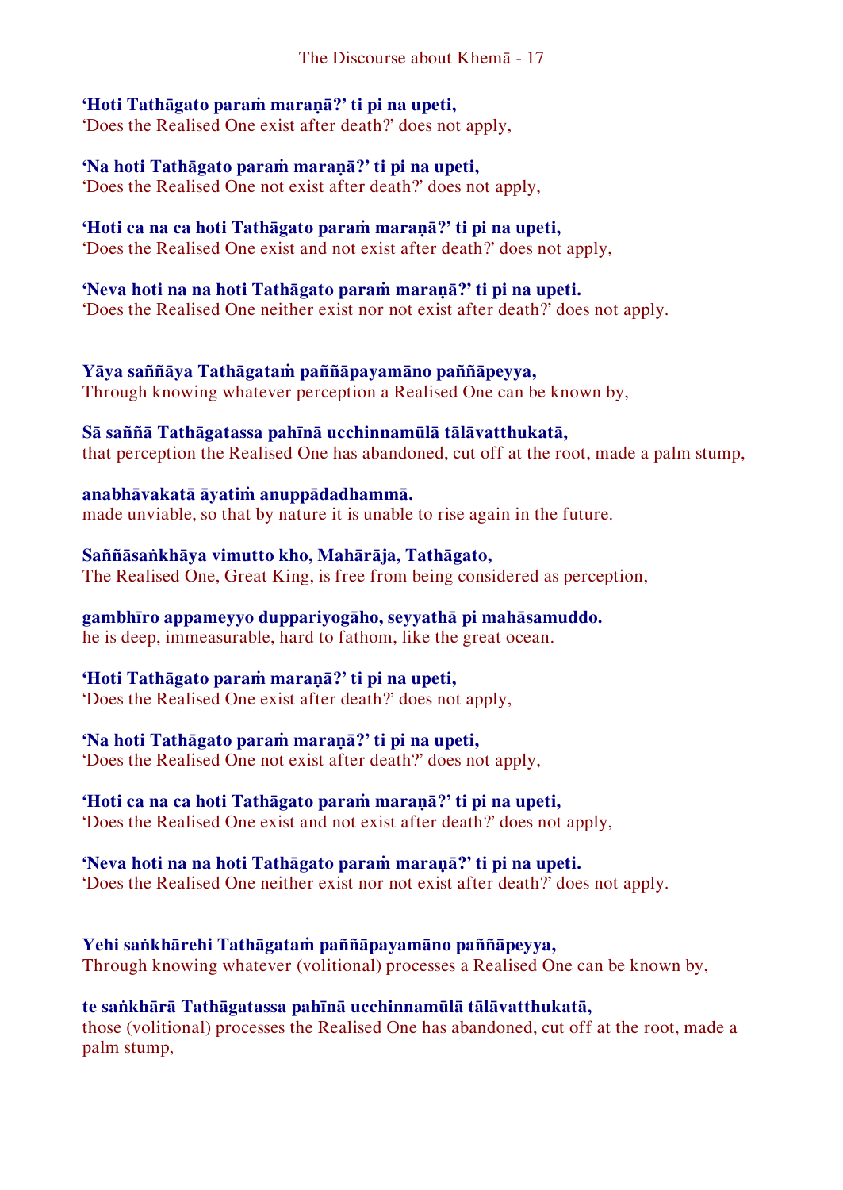**‘Hoti Tathāgato paraṁ maraṇā?’ ti pi na upeti,**
‘Does the Realised One exist after death?’ does not apply,

**‘Na hoti Tathāgato paraṁ maraṇā?’ ti pi na upeti,**
‘Does the Realised One not exist after death?’ does not apply,

**‘Hoti ca na ca hoti Tathāgato paraṁ maraṇā?’ ti pi na upeti,**
‘Does the Realised One exist and not exist after death?’ does not apply,

**‘Neva hoti na na hoti Tathāgato paraṁ maraṇā?’ ti pi na upeti.**
‘Does the Realised One neither exist nor not exist after death?’ does not apply.

**Yāya saññāya Tathāgataṁ paññāpayamāno paññāpeyya,**
Through knowing whatever perception a Realised One can be known by,

**Sā saññā Tathāgatassa pahīnā ucchinnamūlā tālāvatthukatā,**
that perception the Realised One has abandoned, cut off at the root, made a palm stump,

**anabhāvakatā āyatiṁ anuppādadhammā.**
made unviable, so that by nature it is unable to rise again in the future.

**Saññāsaṅkhāya vimutto kho, Mahārāja, Tathāgato,**
The Realised One, Great King, is free from being considered as perception,

**gambhīro appameyyo duppariyogāho, seyyathā pi mahāsamuddo.**
he is deep, immeasurable, hard to fathom, like the great ocean.

**‘Hoti Tathāgato paraṁ maraṇā?’ ti pi na upeti,**
‘Does the Realised One exist after death?’ does not apply,

**‘Na hoti Tathāgato paraṁ maraṇā?’ ti pi na upeti,**
‘Does the Realised One not exist after death?’ does not apply,

**‘Hoti ca na ca hoti Tathāgato paraṁ maraṇā?’ ti pi na upeti,**
‘Does the Realised One exist and not exist after death?’ does not apply,

**‘Neva hoti na na hoti Tathāgato paraṁ maraṇā?’ ti pi na upeti.**
‘Does the Realised One neither exist nor not exist after death?’ does not apply.

**Yehi saṅkhārehi Tathāgataṁ paññāpayamāno paññāpeyya,**
Through knowing whatever (volitional) processes a Realised One can be known by,

**te saṅkhārā Tathāgatassa pahīnā ucchinnamūlā tālāvatthukatā,**
those (volitional) processes the Realised One has abandoned, cut off at the root, made a palm stump,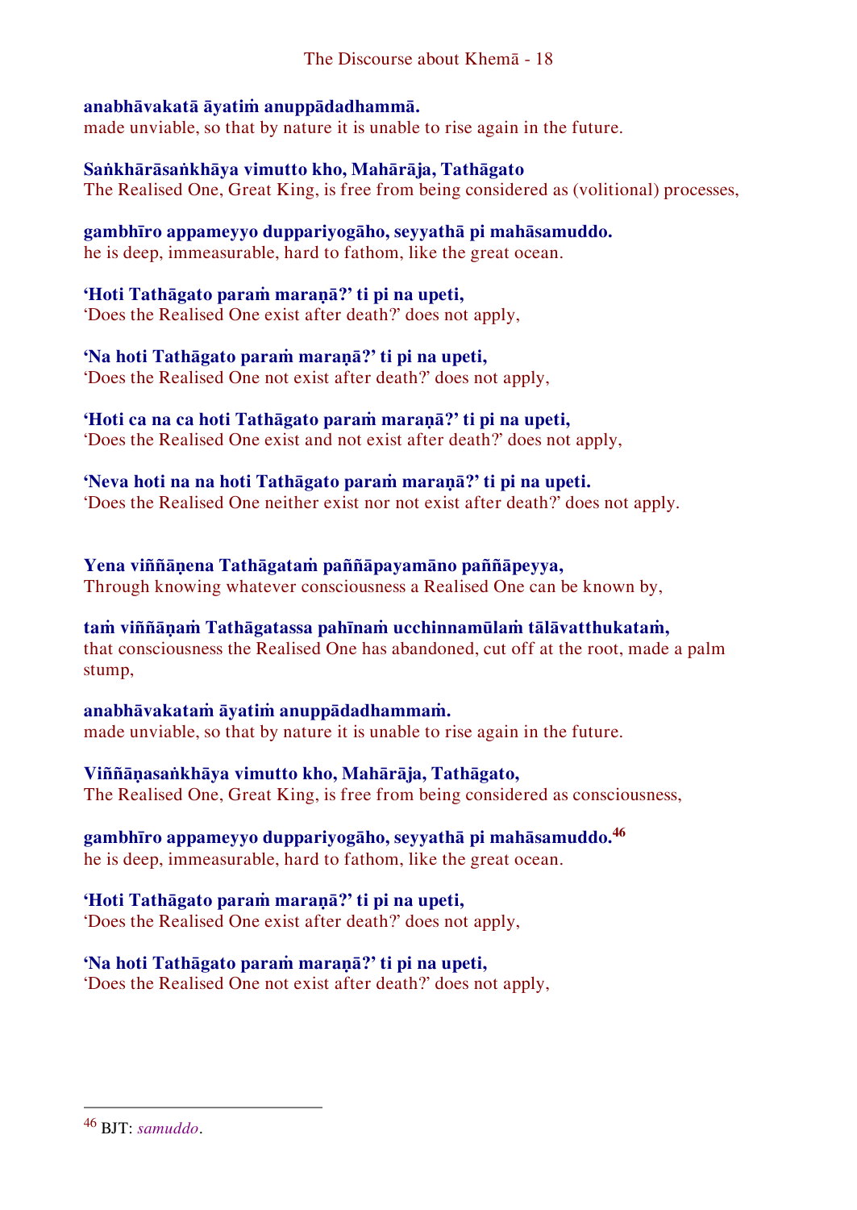**anabhāvakatā āyatiṁ anuppādadhammā.**
made unviable, so that by nature it is unable to rise again in the future.

**Saṅkhārāsaṅkhāya vimutto kho, Mahārāja, Tathāgato**
The Realised One, Great King, is free from being considered as (volitional) processes,

**gambhīro appameyyo duppariyogāho, seyyathā pi mahāsamuddo.**
he is deep, immeasurable, hard to fathom, like the great ocean.

**'Hoti Tathāgato paraṁ maraṇā?' ti pi na upeti,**
'Does the Realised One exist after death?' does not apply,

**'Na hoti Tathāgato paraṁ maraṇā?' ti pi na upeti,**
'Does the Realised One not exist after death?' does not apply,

**'Hoti ca na ca hoti Tathāgato paraṁ maraṇā?' ti pi na upeti,**
'Does the Realised One exist and not exist after death?' does not apply,

**'Neva hoti na na hoti Tathāgato paraṁ maraṇā?' ti pi na upeti.**
'Does the Realised One neither exist nor not exist after death?' does not apply.

**Yena viññāṇena Tathāgataṁ paññāpayamāno paññāpeyya,**
Through knowing whatever consciousness a Realised One can be known by,

**taṁ viññāṇaṁ Tathāgatassa pahīnaṁ ucchinnamūlaṁ tālāvatthukataṁ,**
that consciousness the Realised One has abandoned, cut off at the root, made a palm stump,

**anabhāvakataṁ āyatiṁ anuppādadhammaṁ.**
made unviable, so that by nature it is unable to rise again in the future.

**Viññāṇasaṅkhāya vimutto kho, Mahārāja, Tathāgato,**
The Realised One, Great King, is free from being considered as consciousness,

**gambhīro appameyyo duppariyogāho, seyyathā pi mahāsamuddo.**[46]
he is deep, immeasurable, hard to fathom, like the great ocean.

**'Hoti Tathāgato paraṁ maraṇā?' ti pi na upeti,**
'Does the Realised One exist after death?' does not apply,

**'Na hoti Tathāgato paraṁ maraṇā?' ti pi na upeti,**
'Does the Realised One not exist after death?' does not apply,

---

[46] BJT: *samuddo*.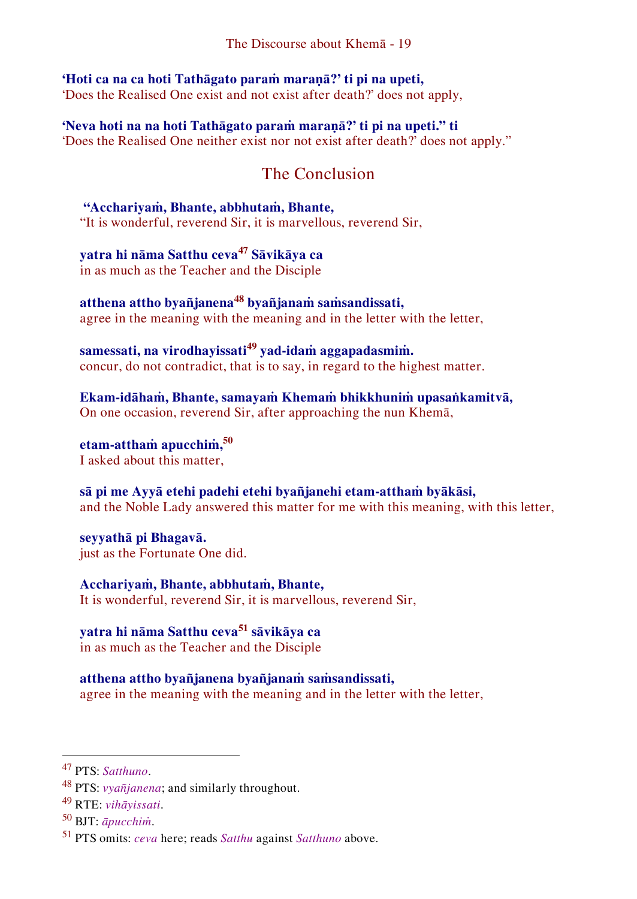**'Hoti ca na ca hoti Tathāgato paraṁ maraṇā?' ti pi na upeti,**
'Does the Realised One exist and not exist after death?' does not apply,

**'Neva hoti na na hoti Tathāgato paraṁ maraṇā?' ti pi na upeti." ti**
'Does the Realised One neither exist nor not exist after death?' does not apply."

## The Conclusion

**"Acchariyaṁ, Bhante, abbhutaṁ, Bhante,**
"It is wonderful, reverend Sir, it is marvellous, reverend Sir,

**yatra hi nāma Satthu ceva[47] Sāvikāya ca**
in as much as the Teacher and the Disciple

**atthena attho byañjanena[48] byañjanaṁ saṁsandissati,**
agree in the meaning with the meaning and in the letter with the letter,

**samessati, na virodhayissati[49] yad-idaṁ aggapadasmiṁ.**
concur, do not contradict, that is to say, in regard to the highest matter.

**Ekam-idāhaṁ, Bhante, samayaṁ Khemaṁ bhikkhuniṁ upasaṅkamitvā,**
On one occasion, reverend Sir, after approaching the nun Khemā,

**etam-atthaṁ apucchiṁ,[50]**
I asked about this matter,

**sā pi me Ayyā etehi padehi etehi byañjanehi etam-atthaṁ byākāsi,**
and the Noble Lady answered this matter for me with this meaning, with this letter,

**seyyathā pi Bhagavā.**
just as the Fortunate One did.

**Acchariyaṁ, Bhante, abbhutaṁ, Bhante,**
It is wonderful, reverend Sir, it is marvellous, reverend Sir,

**yatra hi nāma Satthu ceva[51] sāvikāya ca**
in as much as the Teacher and the Disciple

**atthena attho byañjanena byañjanaṁ saṁsandissati,**
agree in the meaning with the meaning and in the letter with the letter,

---

[47] PTS: *Satthuno*.
[48] PTS: *vyañjanena*; and similarly throughout.
[49] RTE: *vihāyissati*.
[50] BJT: *āpucchiṁ*.
[51] PTS omits: *ceva* here; reads *Satthu* against *Satthuno* above.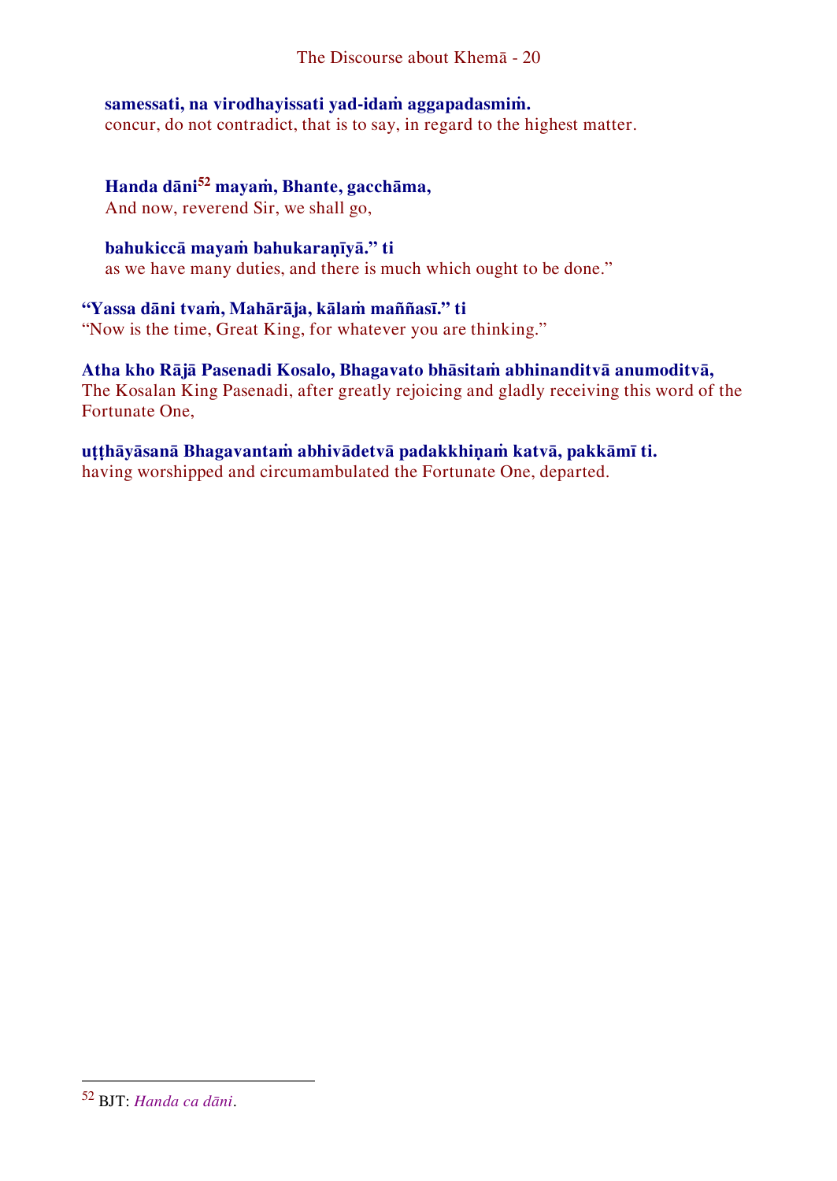**samessati, na virodhayissati yad-idaṁ aggapadasmiṁ.**
concur, do not contradict, that is to say, in regard to the highest matter.

**Handa dāni[52] mayaṁ, Bhante, gacchāma,**
And now, reverend Sir, we shall go,

**bahukiccā mayaṁ bahukaraṇīyā." ti**
as we have many duties, and there is much which ought to be done."

**"Yassa dāni tvaṁ, Mahārāja, kālaṁ maññasī." ti**
"Now is the time, Great King, for whatever you are thinking."

**Atha kho Rājā Pasenadi Kosalo, Bhagavato bhāsitaṁ abhinanditvā anumoditvā,**
The Kosalan King Pasenadi, after greatly rejoicing and gladly receiving this word of the Fortunate One,

**uṭṭhāyāsanā Bhagavantaṁ abhivādetvā padakkhiṇaṁ katvā, pakkāmī ti.**
having worshipped and circumambulated the Fortunate One, departed.

---

[52] BJT: *Handa ca dāni*.